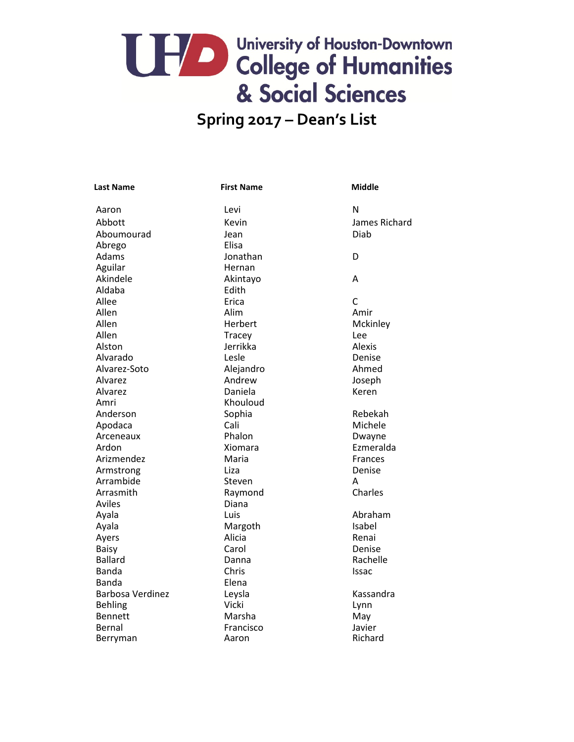# University of Houston-Downtown College of Humanities & Social Sciences

## Spring 2017 – Dean's List

| Last Name | First Name | Middle |
| --- | --- | --- |
| Aaron | Levi | N |
| Abbott | Kevin | James Richard |
| Aboumourad | Jean | Diab |
| Abrego | Elisa | |
| Adams | Jonathan | D |
| Aguilar | Hernan | |
| Akindele | Akintayo | A |
| Aldaba | Edith | |
| Allee | Erica | C |
| Allen | Alim | Amir |
| Allen | Herbert | Mckinley |
| Allen | Tracey | Lee |
| Alston | Jerrikka | Alexis |
| Alvarado | Lesle | Denise |
| Alvarez-Soto | Alejandro | Ahmed |
| Alvarez | Andrew | Joseph |
| Alvarez | Daniela | Keren |
| Amri | Khouloud | |
| Anderson | Sophia | Rebekah |
| Apodaca | Cali | Michele |
| Arceneaux | Phalon | Dwayne |
| Ardon | Xiomara | Ezmeralda |
| Arizmendez | Maria | Frances |
| Armstrong | Liza | Denise |
| Arrambide | Steven | A |
| Arrasmith | Raymond | Charles |
| Aviles | Diana | |
| Ayala | Luis | Abraham |
| Ayala | Margoth | Isabel |
| Ayers | Alicia | Renai |
| Baisy | Carol | Denise |
| Ballard | Danna | Rachelle |
| Banda | Chris | Issac |
| Banda | Elena | |
| Barbosa Verdinez | Leysla | Kassandra |
| Behling | Vicki | Lynn |
| Bennett | Marsha | May |
| Bernal | Francisco | Javier |
| Berryman | Aaron | Richard |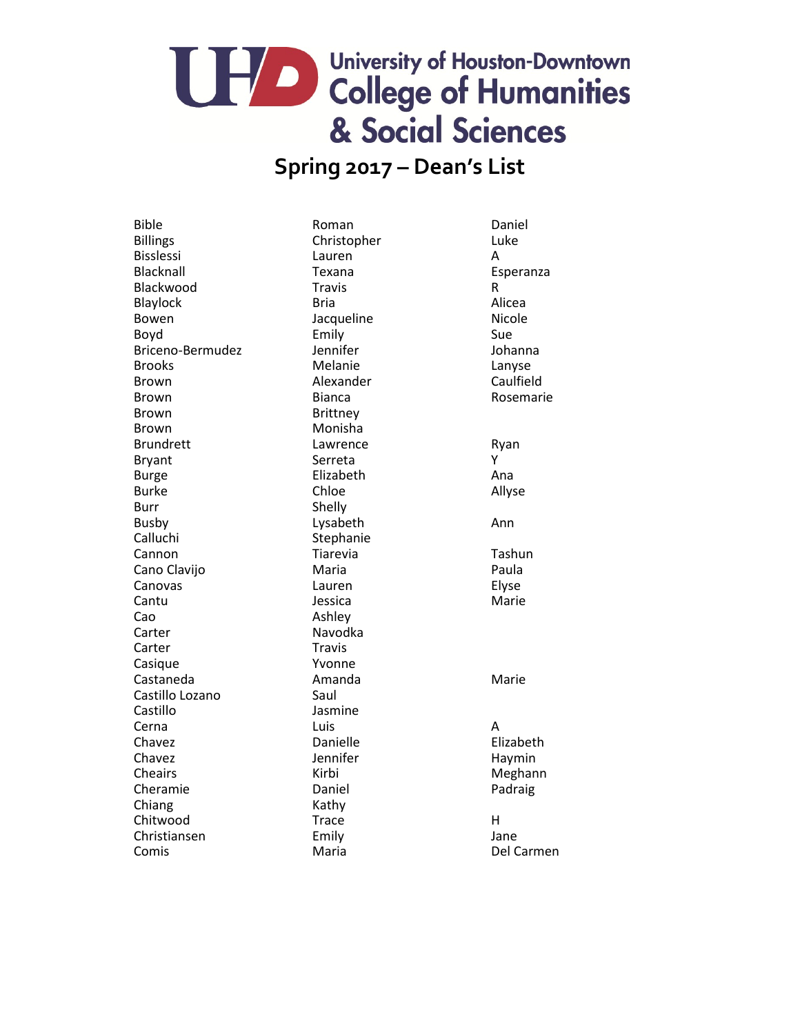# University of Houston-Downtown College of Humanities & Social Sciences

## Spring 2017 – Dean's List

| | | |
|---|---|---|
| Bible | Roman | Daniel |
| Billings | Christopher | Luke |
| Bisslessi | Lauren | A |
| Blacknall | Texana | Esperanza |
| Blackwood | Travis | R |
| Blaylock | Bria | Alicea |
| Bowen | Jacqueline | Nicole |
| Boyd | Emily | Sue |
| Briceno-Bermudez | Jennifer | Johanna |
| Brooks | Melanie | Lanyse |
| Brown | Alexander | Caulfield |
| Brown | Bianca | Rosemarie |
| Brown | Brittney | |
| Brown | Monisha | |
| Brundrett | Lawrence | Ryan |
| Bryant | Serreta | Y |
| Burge | Elizabeth | Ana |
| Burke | Chloe | Allyse |
| Burr | Shelly | |
| Busby | Lysabeth | Ann |
| Calluchi | Stephanie | |
| Cannon | Tiarevia | Tashun |
| Cano Clavijo | Maria | Paula |
| Canovas | Lauren | Elyse |
| Cantu | Jessica | Marie |
| Cao | Ashley | |
| Carter | Navodka | |
| Carter | Travis | |
| Casique | Yvonne | |
| Castaneda | Amanda | Marie |
| Castillo Lozano | Saul | |
| Castillo | Jasmine | |
| Cerna | Luis | A |
| Chavez | Danielle | Elizabeth |
| Chavez | Jennifer | Haymin |
| Cheairs | Kirbi | Meghann |
| Cheramie | Daniel | Padraig |
| Chiang | Kathy | |
| Chitwood | Trace | H |
| Christiansen | Emily | Jane |
| Comis | Maria | Del Carmen |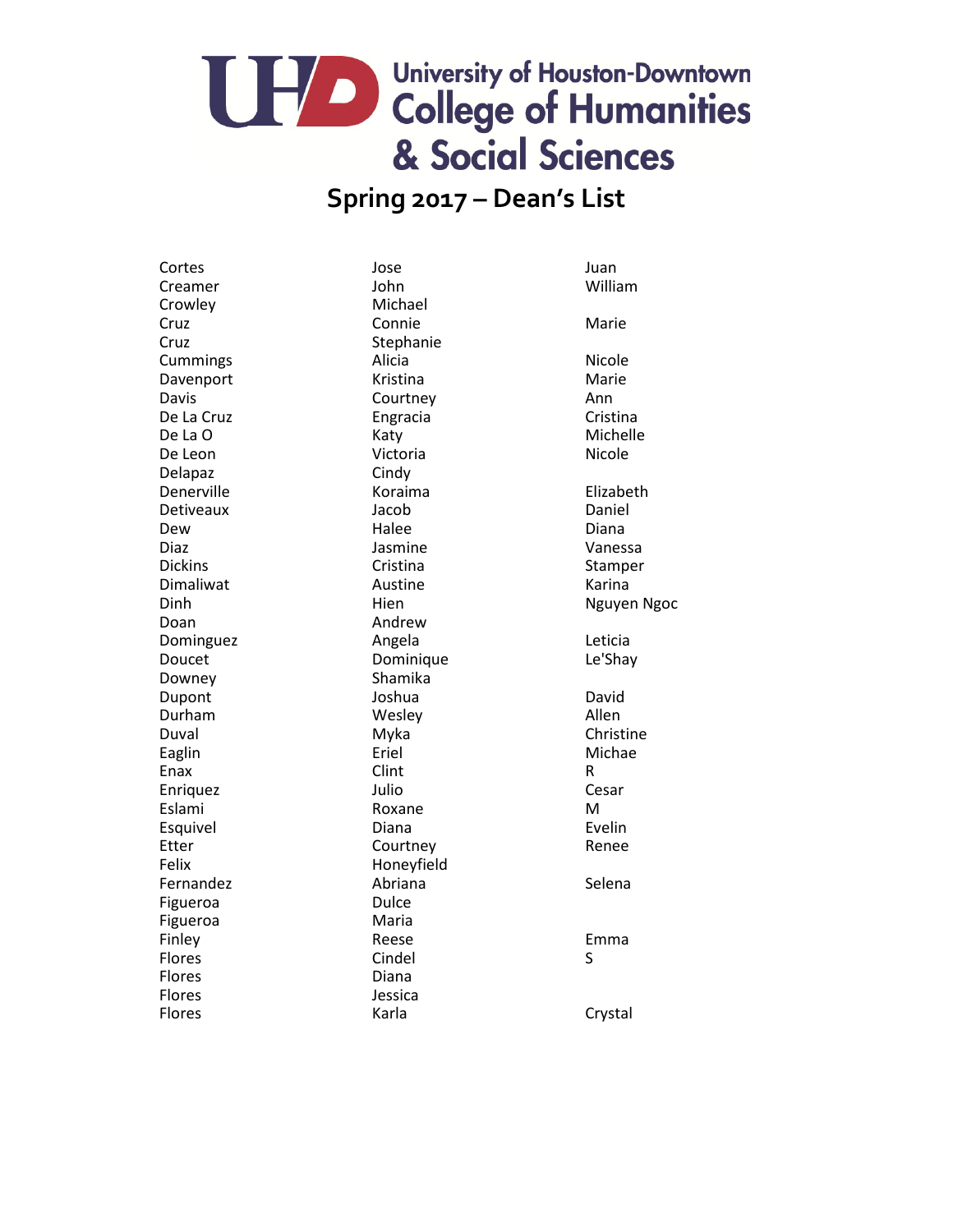# University of Houston-Downtown College of Humanities & Social Sciences

## Spring 2017 – Dean's List

| | | |
|---|---|---|
| Cortes | Jose | Juan |
| Creamer | John | William |
| Crowley | Michael | |
| Cruz | Connie | Marie |
| Cruz | Stephanie | |
| Cummings | Alicia | Nicole |
| Davenport | Kristina | Marie |
| Davis | Courtney | Ann |
| De La Cruz | Engracia | Cristina |
| De La O | Katy | Michelle |
| De Leon | Victoria | Nicole |
| Delapaz | Cindy | |
| Denerville | Koraima | Elizabeth |
| Detiveaux | Jacob | Daniel |
| Dew | Halee | Diana |
| Diaz | Jasmine | Vanessa |
| Dickins | Cristina | Stamper |
| Dimaliwat | Austine | Karina |
| Dinh | Hien | Nguyen Ngoc |
| Doan | Andrew | |
| Dominguez | Angela | Leticia |
| Doucet | Dominique | Le'Shay |
| Downey | Shamika | |
| Dupont | Joshua | David |
| Durham | Wesley | Allen |
| Duval | Myka | Christine |
| Eaglin | Eriel | Michae |
| Enax | Clint | R |
| Enriquez | Julio | Cesar |
| Eslami | Roxane | M |
| Esquivel | Diana | Evelin |
| Etter | Courtney | Renee |
| Felix | Honeyfield | |
| Fernandez | Abriana | Selena |
| Figueroa | Dulce | |
| Figueroa | Maria | |
| Finley | Reese | Emma |
| Flores | Cindel | S |
| Flores | Diana | |
| Flores | Jessica | |
| Flores | Karla | Crystal |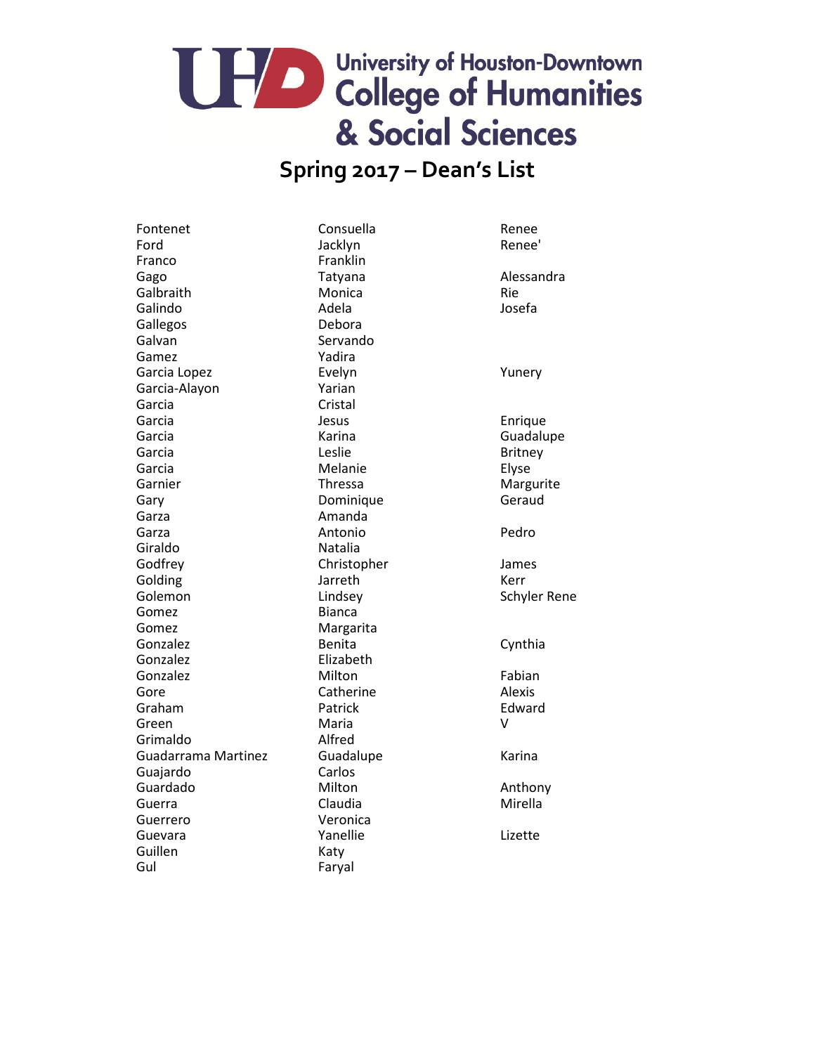University of Houston-Downtown
College of Humanities & Social Sciences

# Spring 2017 – Dean's List

| | | |
|---|---|---|
| Fontenet | Consuella | Renee |
| Ford | Jacklyn | Renee' |
| Franco | Franklin | |
| Gago | Tatyana | Alessandra |
| Galbraith | Monica | Rie |
| Galindo | Adela | Josefa |
| Gallegos | Debora | |
| Galvan | Servando | |
| Gamez | Yadira | |
| Garcia Lopez | Evelyn | Yunery |
| Garcia-Alayon | Yarian | |
| Garcia | Cristal | |
| Garcia | Jesus | Enrique |
| Garcia | Karina | Guadalupe |
| Garcia | Leslie | Britney |
| Garcia | Melanie | Elyse |
| Garnier | Thressa | Margurite |
| Gary | Dominique | Geraud |
| Garza | Amanda | |
| Garza | Antonio | Pedro |
| Giraldo | Natalia | |
| Godfrey | Christopher | James |
| Golding | Jarreth | Kerr |
| Golemon | Lindsey | Schyler Rene |
| Gomez | Bianca | |
| Gomez | Margarita | |
| Gonzalez | Benita | Cynthia |
| Gonzalez | Elizabeth | |
| Gonzalez | Milton | Fabian |
| Gore | Catherine | Alexis |
| Graham | Patrick | Edward |
| Green | Maria | V |
| Grimaldo | Alfred | |
| Guadarrama Martinez | Guadalupe | Karina |
| Guajardo | Carlos | |
| Guardado | Milton | Anthony |
| Guerra | Claudia | Mirella |
| Guerrero | Veronica | |
| Guevara | Yanellie | Lizette |
| Guillen | Katy | |
| Gul | Faryal | |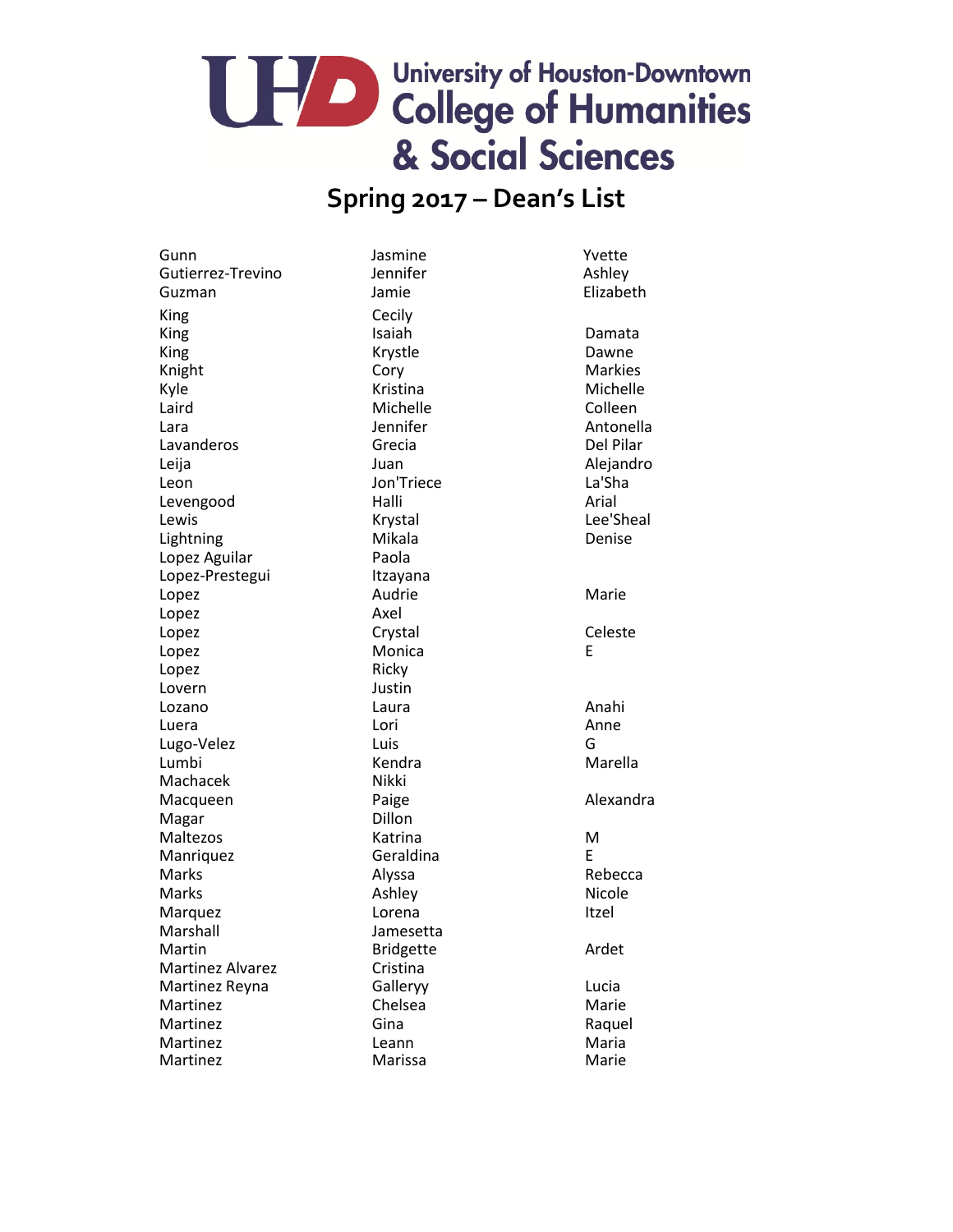# University of Houston-Downtown College of Humanities & Social Sciences

## Spring 2017 – Dean's List

| | | |
|---|---|---|
| Gunn | Jasmine | Yvette |
| Gutierrez-Trevino | Jennifer | Ashley |
| Guzman | Jamie | Elizabeth |
| King | Cecily | |
| King | Isaiah | Damata |
| King | Krystle | Dawne |
| Knight | Cory | Markies |
| Kyle | Kristina | Michelle |
| Laird | Michelle | Colleen |
| Lara | Jennifer | Antonella |
| Lavanderos | Grecia | Del Pilar |
| Leija | Juan | Alejandro |
| Leon | Jon'Triece | La'Sha |
| Levengood | Halli | Arial |
| Lewis | Krystal | Lee'Sheal |
| Lightning | Mikala | Denise |
| Lopez Aguilar | Paola | |
| Lopez-Prestegui | Itzayana | |
| Lopez | Audrie | Marie |
| Lopez | Axel | |
| Lopez | Crystal | Celeste |
| Lopez | Monica | E |
| Lopez | Ricky | |
| Lovern | Justin | |
| Lozano | Laura | Anahi |
| Luera | Lori | Anne |
| Lugo-Velez | Luis | G |
| Lumbi | Kendra | Marella |
| Machacek | Nikki | |
| Macqueen | Paige | Alexandra |
| Magar | Dillon | |
| Maltezos | Katrina | M |
| Manriquez | Geraldina | E |
| Marks | Alyssa | Rebecca |
| Marks | Ashley | Nicole |
| Marquez | Lorena | Itzel |
| Marshall | Jamesetta | |
| Martin | Bridgette | Ardet |
| Martinez Alvarez | Cristina | |
| Martinez Reyna | Galleryy | Lucia |
| Martinez | Chelsea | Marie |
| Martinez | Gina | Raquel |
| Martinez | Leann | Maria |
| Martinez | Marissa | Marie |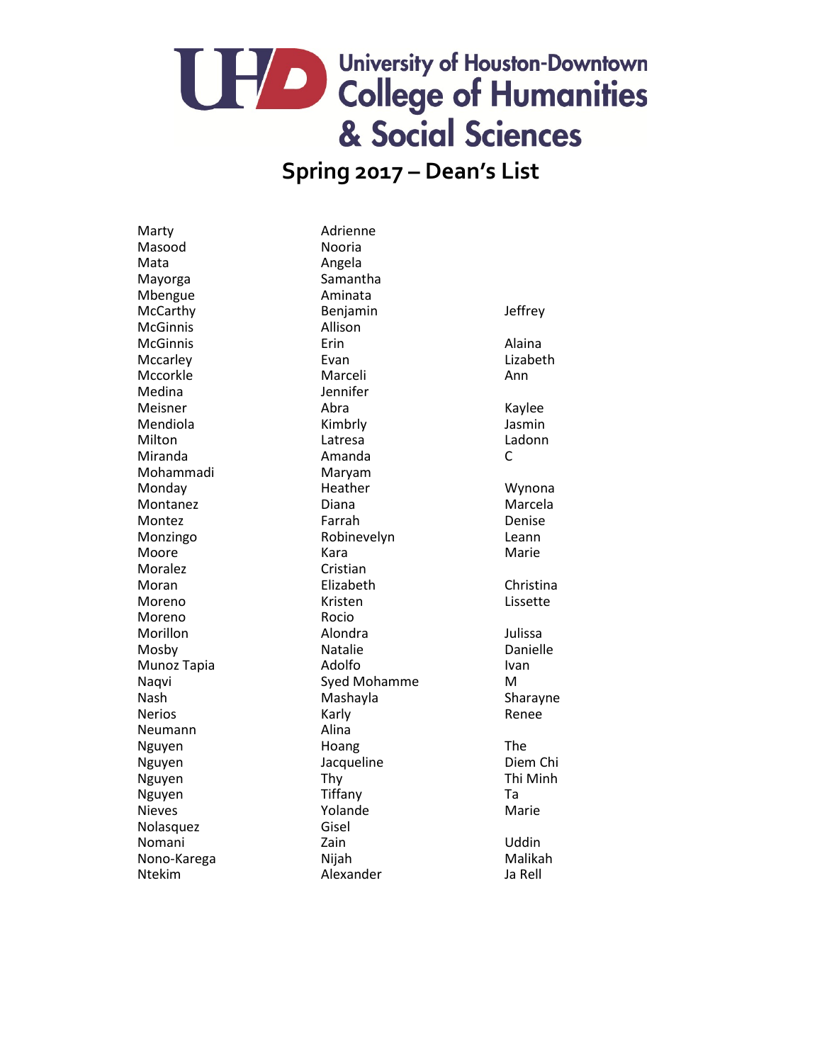# University of Houston-Downtown College of Humanities & Social Sciences

## Spring 2017 – Dean's List

| | | |
|---|---|---|
| Marty | Adrienne | |
| Masood | Nooria | |
| Mata | Angela | |
| Mayorga | Samantha | |
| Mbengue | Aminata | |
| McCarthy | Benjamin | Jeffrey |
| McGinnis | Allison | |
| McGinnis | Erin | Alaina |
| Mccarley | Evan | Lizabeth |
| Mccorkle | Marceli | Ann |
| Medina | Jennifer | |
| Meisner | Abra | Kaylee |
| Mendiola | Kimbrly | Jasmin |
| Milton | Latresa | Ladonn |
| Miranda | Amanda | C |
| Mohammadi | Maryam | |
| Monday | Heather | Wynona |
| Montanez | Diana | Marcela |
| Montez | Farrah | Denise |
| Monzingo | Robinevelyn | Leann |
| Moore | Kara | Marie |
| Moralez | Cristian | |
| Moran | Elizabeth | Christina |
| Moreno | Kristen | Lissette |
| Moreno | Rocio | |
| Morillon | Alondra | Julissa |
| Mosby | Natalie | Danielle |
| Munoz Tapia | Adolfo | Ivan |
| Naqvi | Syed Mohamme | M |
| Nash | Mashayla | Sharayne |
| Nerios | Karly | Renee |
| Neumann | Alina | |
| Nguyen | Hoang | The |
| Nguyen | Jacqueline | Diem Chi |
| Nguyen | Thy | Thi Minh |
| Nguyen | Tiffany | Ta |
| Nieves | Yolande | Marie |
| Nolasquez | Gisel | |
| Nomani | Zain | Uddin |
| Nono-Karega | Nijah | Malikah |
| Ntekim | Alexander | Ja Rell |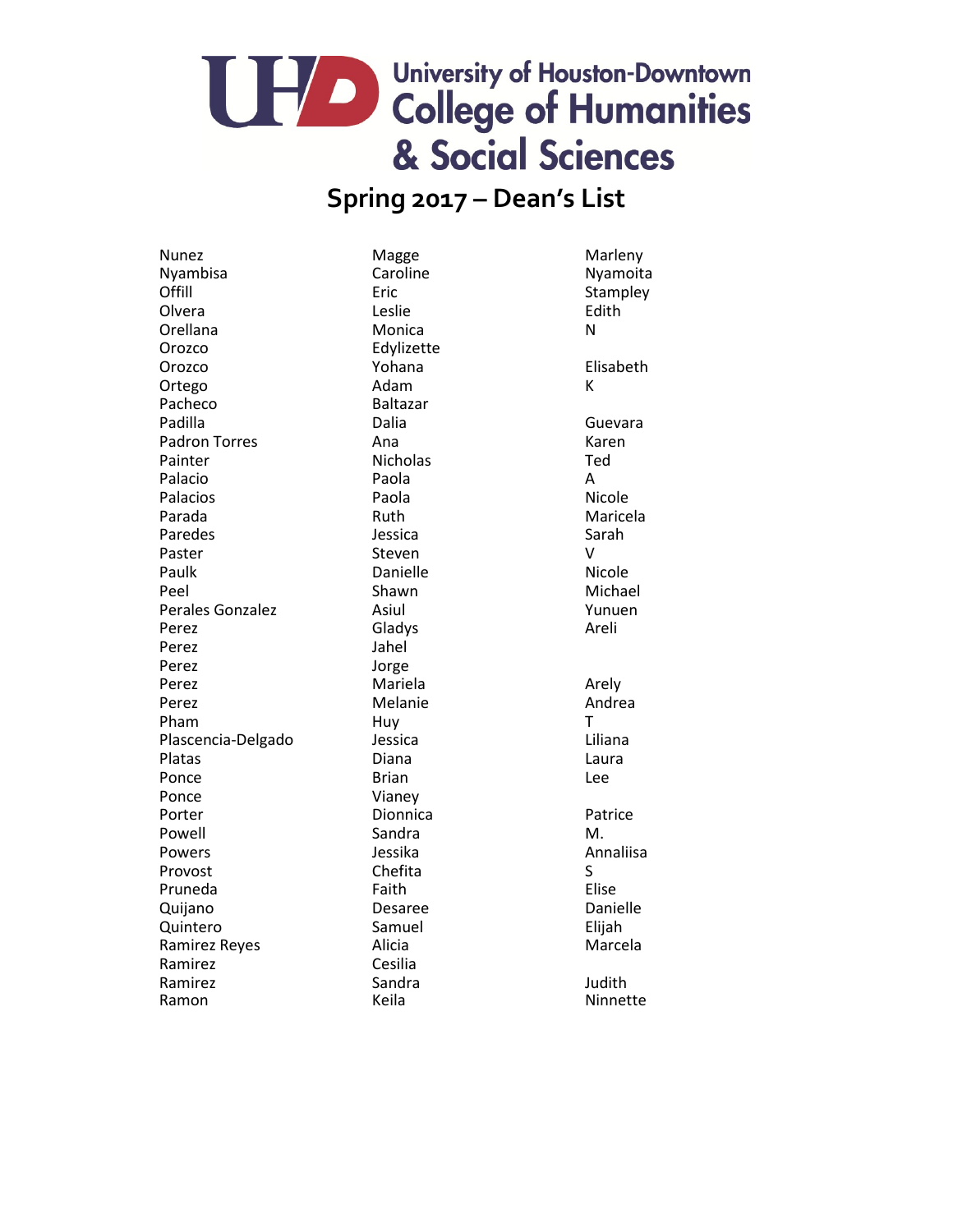University of Houston-Downtown
College of Humanities & Social Sciences

# Spring 2017 – Dean's List

| | | |
|---|---|---|
| Nunez | Magge | Marleny |
| Nyambisa | Caroline | Nyamoita |
| Offill | Eric | Stampley |
| Olvera | Leslie | Edith |
| Orellana | Monica | N |
| Orozco | Edylizette | |
| Orozco | Yohana | Elisabeth |
| Ortego | Adam | K |
| Pacheco | Baltazar | |
| Padilla | Dalia | Guevara |
| Padron Torres | Ana | Karen |
| Painter | Nicholas | Ted |
| Palacio | Paola | A |
| Palacios | Paola | Nicole |
| Parada | Ruth | Maricela |
| Paredes | Jessica | Sarah |
| Paster | Steven | V |
| Paulk | Danielle | Nicole |
| Peel | Shawn | Michael |
| Perales Gonzalez | Asiul | Yunuen |
| Perez | Gladys | Areli |
| Perez | Jahel | |
| Perez | Jorge | |
| Perez | Mariela | Arely |
| Perez | Melanie | Andrea |
| Pham | Huy | T |
| Plascencia-Delgado | Jessica | Liliana |
| Platas | Diana | Laura |
| Ponce | Brian | Lee |
| Ponce | Vianey | |
| Porter | Dionnica | Patrice |
| Powell | Sandra | M. |
| Powers | Jessika | Annaliisa |
| Provost | Chefita | S |
| Pruneda | Faith | Elise |
| Quijano | Desaree | Danielle |
| Quintero | Samuel | Elijah |
| Ramirez Reyes | Alicia | Marcela |
| Ramirez | Cesilia | |
| Ramirez | Sandra | Judith |
| Ramon | Keila | Ninnette |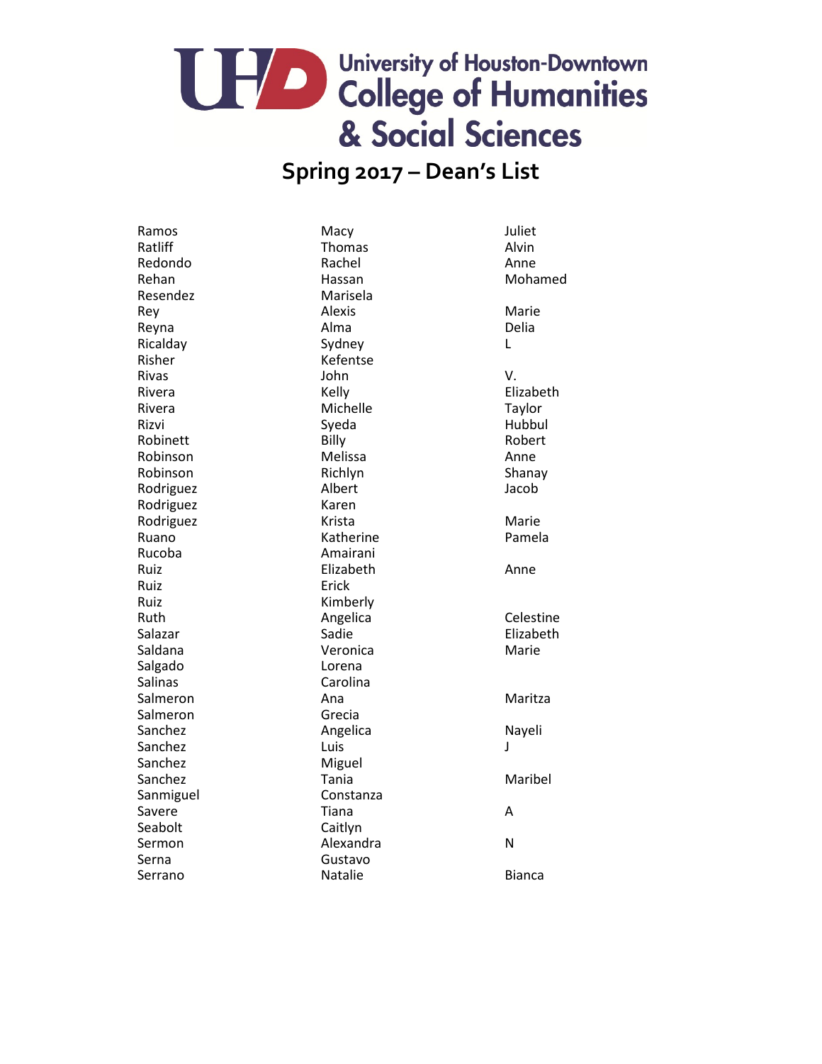# University of Houston-Downtown College of Humanities & Social Sciences

## Spring 2017 – Dean's List

| | | |
|---|---|---|
| Ramos | Macy | Juliet |
| Ratliff | Thomas | Alvin |
| Redondo | Rachel | Anne |
| Rehan | Hassan | Mohamed |
| Resendez | Marisela | |
| Rey | Alexis | Marie |
| Reyna | Alma | Delia |
| Ricalday | Sydney | L |
| Risher | Kefentse | |
| Rivas | John | V. |
| Rivera | Kelly | Elizabeth |
| Rivera | Michelle | Taylor |
| Rizvi | Syeda | Hubbul |
| Robinett | Billy | Robert |
| Robinson | Melissa | Anne |
| Robinson | Richlyn | Shanay |
| Rodriguez | Albert | Jacob |
| Rodriguez | Karen | |
| Rodriguez | Krista | Marie |
| Ruano | Katherine | Pamela |
| Rucoba | Amairani | |
| Ruiz | Elizabeth | Anne |
| Ruiz | Erick | |
| Ruiz | Kimberly | |
| Ruth | Angelica | Celestine |
| Salazar | Sadie | Elizabeth |
| Saldana | Veronica | Marie |
| Salgado | Lorena | |
| Salinas | Carolina | |
| Salmeron | Ana | Maritza |
| Salmeron | Grecia | |
| Sanchez | Angelica | Nayeli |
| Sanchez | Luis | J |
| Sanchez | Miguel | |
| Sanchez | Tania | Maribel |
| Sanmiguel | Constanza | |
| Savere | Tiana | A |
| Seabolt | Caitlyn | |
| Sermon | Alexandra | N |
| Serna | Gustavo | |
| Serrano | Natalie | Bianca |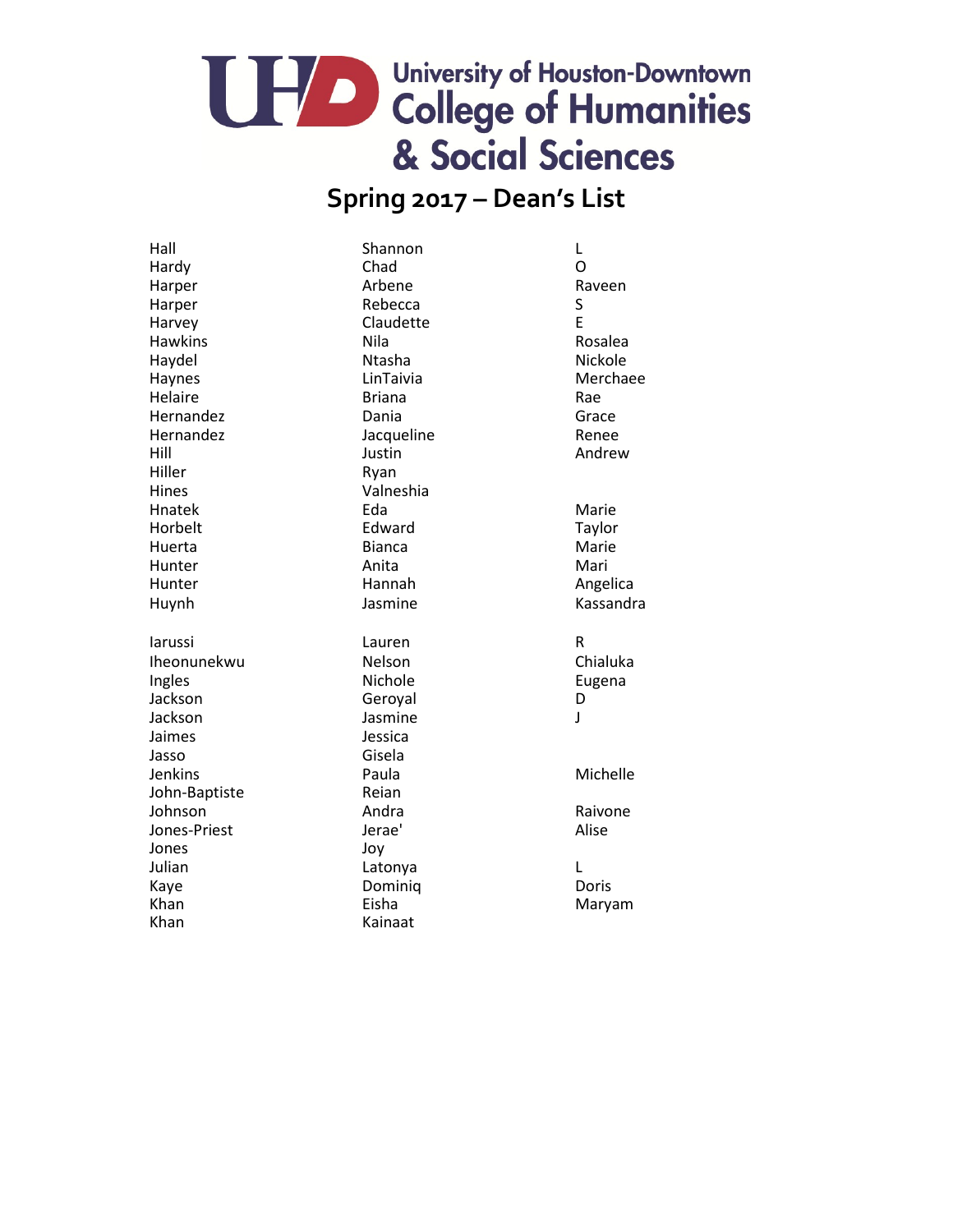# University of Houston-Downtown College of Humanities & Social Sciences

## Spring 2017 – Dean's List

| | | |
|---|---|---|
| Hall | Shannon | L |
| Hardy | Chad | O |
| Harper | Arbene | Raveen |
| Harper | Rebecca | S |
| Harvey | Claudette | E |
| Hawkins | Nila | Rosalea |
| Haydel | Ntasha | Nickole |
| Haynes | LinTaivia | Merchaee |
| Helaire | Briana | Rae |
| Hernandez | Dania | Grace |
| Hernandez | Jacqueline | Renee |
| Hill | Justin | Andrew |
| Hiller | Ryan | |
| Hines | Valneshia | |
| Hnatek | Eda | Marie |
| Horbelt | Edward | Taylor |
| Huerta | Bianca | Marie |
| Hunter | Anita | Mari |
| Hunter | Hannah | Angelica |
| Huynh | Jasmine | Kassandra |
| Iarussi | Lauren | R |
| Iheonunekwu | Nelson | Chialuka |
| Ingles | Nichole | Eugena |
| Jackson | Geroyal | D |
| Jackson | Jasmine | J |
| Jaimes | Jessica | |
| Jasso | Gisela | |
| Jenkins | Paula | Michelle |
| John-Baptiste | Reian | |
| Johnson | Andra | Raivone |
| Jones-Priest | Jerae' | Alise |
| Jones | Joy | |
| Julian | Latonya | L |
| Kaye | Dominiq | Doris |
| Khan | Eisha | Maryam |
| Khan | Kainaat | |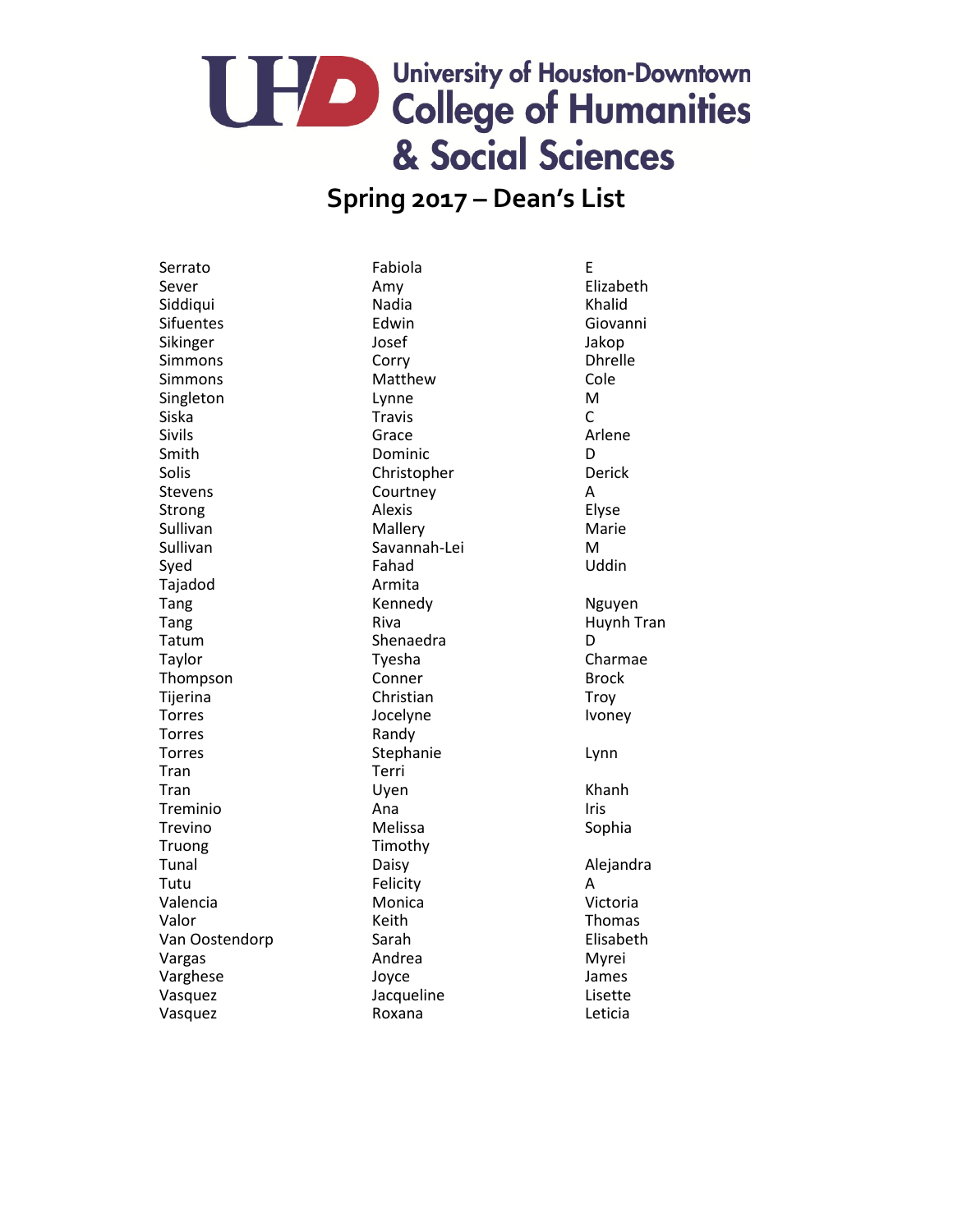University of Houston-Downtown
College of Humanities & Social Sciences

# Spring 2017 – Dean's List

| | | |
|---|---|---|
| Serrato | Fabiola | E |
| Sever | Amy | Elizabeth |
| Siddiqui | Nadia | Khalid |
| Sifuentes | Edwin | Giovanni |
| Sikinger | Josef | Jakop |
| Simmons | Corry | Dhrelle |
| Simmons | Matthew | Cole |
| Singleton | Lynne | M |
| Siska | Travis | C |
| Sivils | Grace | Arlene |
| Smith | Dominic | D |
| Solis | Christopher | Derick |
| Stevens | Courtney | A |
| Strong | Alexis | Elyse |
| Sullivan | Mallery | Marie |
| Sullivan | Savannah-Lei | M |
| Syed | Fahad | Uddin |
| Tajadod | Armita | |
| Tang | Kennedy | Nguyen |
| Tang | Riva | Huynh Tran |
| Tatum | Shenaedra | D |
| Taylor | Tyesha | Charmae |
| Thompson | Conner | Brock |
| Tijerina | Christian | Troy |
| Torres | Jocelyne | Ivoney |
| Torres | Randy | |
| Torres | Stephanie | Lynn |
| Tran | Terri | |
| Tran | Uyen | Khanh |
| Treminio | Ana | Iris |
| Trevino | Melissa | Sophia |
| Truong | Timothy | |
| Tunal | Daisy | Alejandra |
| Tutu | Felicity | A |
| Valencia | Monica | Victoria |
| Valor | Keith | Thomas |
| Van Oostendorp | Sarah | Elisabeth |
| Vargas | Andrea | Myrei |
| Varghese | Joyce | James |
| Vasquez | Jacqueline | Lisette |
| Vasquez | Roxana | Leticia |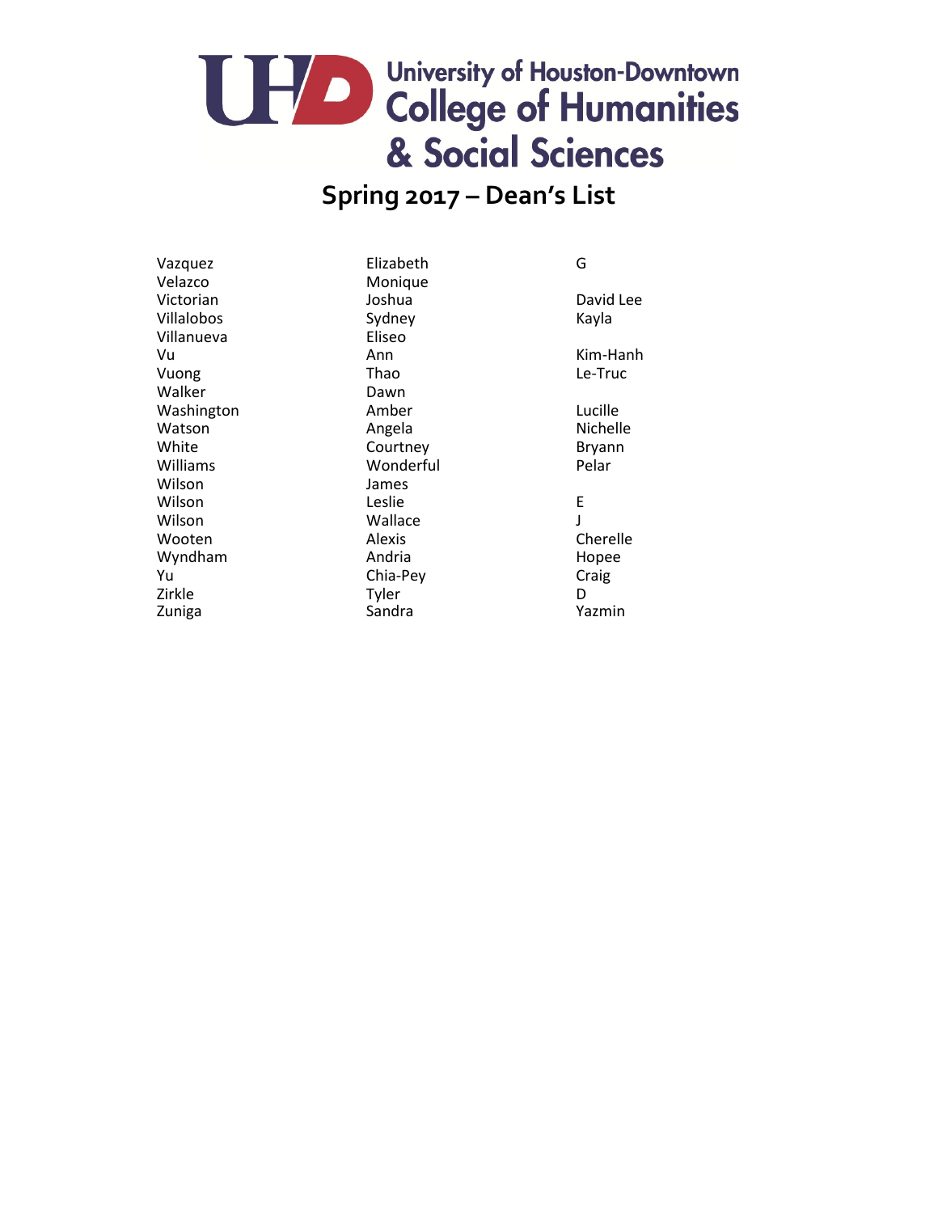University of Houston-Downtown College of Humanities & Social Sciences

## Spring 2017 – Dean's List

| | | |
|---|---|---|
| Vazquez | Elizabeth | G |
| Velazco | Monique | |
| Victorian | Joshua | David Lee |
| Villalobos | Sydney | Kayla |
| Villanueva | Eliseo | |
| Vu | Ann | Kim-Hanh |
| Vuong | Thao | Le-Truc |
| Walker | Dawn | |
| Washington | Amber | Lucille |
| Watson | Angela | Nichelle |
| White | Courtney | Bryann |
| Williams | Wonderful | Pelar |
| Wilson | James | |
| Wilson | Leslie | E |
| Wilson | Wallace | J |
| Wooten | Alexis | Cherelle |
| Wyndham | Andria | Hopee |
| Yu | Chia-Pey | Craig |
| Zirkle | Tyler | D |
| Zuniga | Sandra | Yazmin |